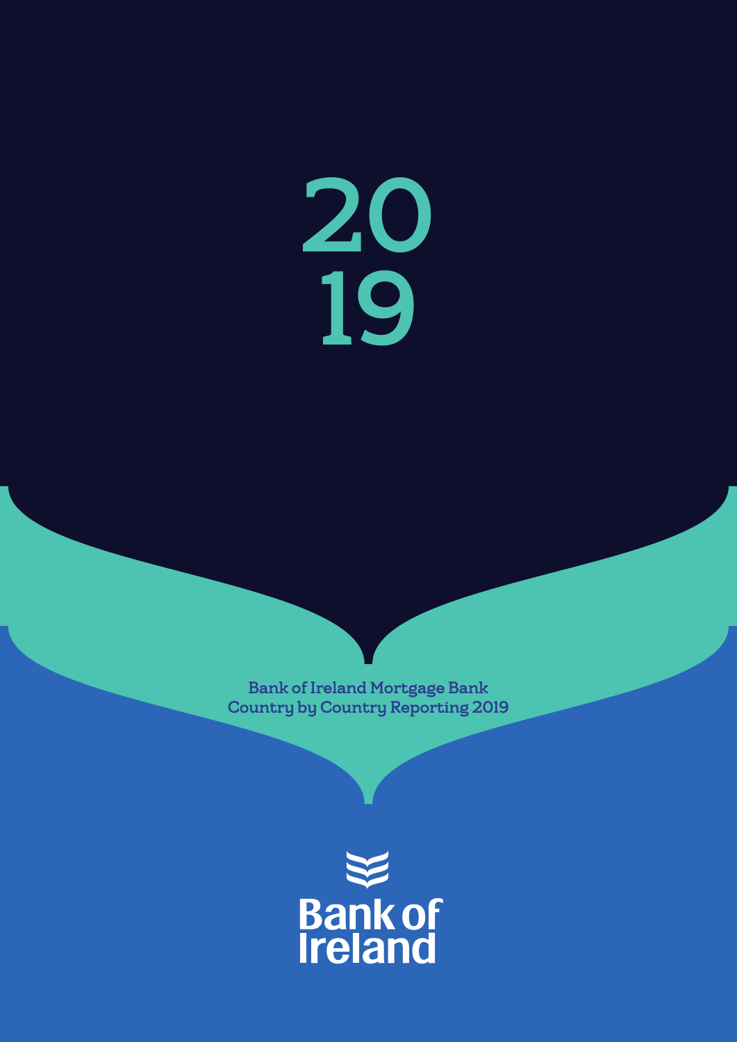# 2019

Bank of Ireland Mortgage Bank
Country by Country Reporting 2019

Bank of Ireland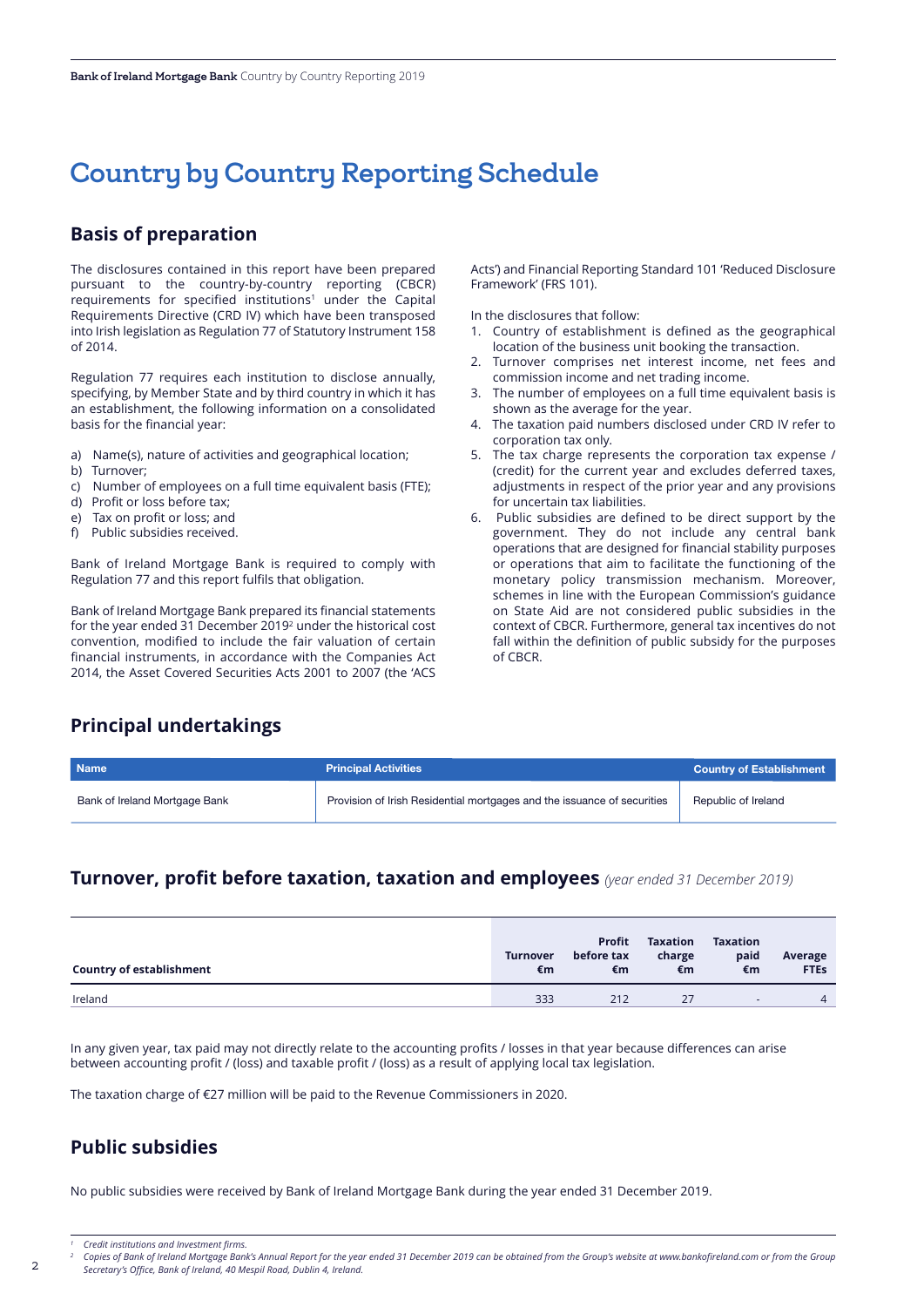# Country by Country Reporting Schedule

## Basis of preparation

The disclosures contained in this report have been prepared pursuant to the country-by-country reporting (CBCR) requirements for specified institutions[1] under the Capital Requirements Directive (CRD IV) which have been transposed into Irish legislation as Regulation 77 of Statutory Instrument 158 of 2014.

Regulation 77 requires each institution to disclose annually, specifying, by Member State and by third country in which it has an establishment, the following information on a consolidated basis for the financial year:

a) Name(s), nature of activities and geographical location;
b) Turnover;
c) Number of employees on a full time equivalent basis (FTE);
d) Profit or loss before tax;
e) Tax on profit or loss; and
f) Public subsidies received.

Bank of Ireland Mortgage Bank is required to comply with Regulation 77 and this report fulfils that obligation.

Bank of Ireland Mortgage Bank prepared its financial statements for the year ended 31 December 2019[2] under the historical cost convention, modified to include the fair valuation of certain financial instruments, in accordance with the Companies Act 2014, the Asset Covered Securities Acts 2001 to 2007 (the 'ACS Acts') and Financial Reporting Standard 101 'Reduced Disclosure Framework' (FRS 101).

In the disclosures that follow:

1. Country of establishment is defined as the geographical location of the business unit booking the transaction.
2. Turnover comprises net interest income, net fees and commission income and net trading income.
3. The number of employees on a full time equivalent basis is shown as the average for the year.
4. The taxation paid numbers disclosed under CRD IV refer to corporation tax only.
5. The tax charge represents the corporation tax expense / (credit) for the current year and excludes deferred taxes, adjustments in respect of the prior year and any provisions for uncertain tax liabilities.
6. Public subsidies are defined to be direct support by the government. They do not include any central bank operations that are designed for financial stability purposes or operations that aim to facilitate the functioning of the monetary policy transmission mechanism. Moreover, schemes in line with the European Commission's guidance on State Aid are not considered public subsidies in the context of CBCR. Furthermore, general tax incentives do not fall within the definition of public subsidy for the purposes of CBCR.

## Principal undertakings

| Name | Principal Activities | Country of Establishment |
|---|---|---|
| Bank of Ireland Mortgage Bank | Provision of Irish Residential mortgages and the issuance of securities | Republic of Ireland |

## Turnover, profit before taxation, taxation and employees *(year ended 31 December 2019)*

| Country of establishment | Turnover €m | Profit before tax €m | Taxation charge €m | Taxation paid €m | Average FTEs |
|---|---|---|---|---|---|
| Ireland | 333 | 212 | 27 | - | 4 |

In any given year, tax paid may not directly relate to the accounting profits / losses in that year because differences can arise between accounting profit / (loss) and taxable profit / (loss) as a result of applying local tax legislation.

The taxation charge of €27 million will be paid to the Revenue Commissioners in 2020.

## Public subsidies

No public subsidies were received by Bank of Ireland Mortgage Bank during the year ended 31 December 2019.

---

[1] *Credit institutions and Investment firms.*

[2] *Copies of Bank of Ireland Mortgage Bank's Annual Report for the year ended 31 December 2019 can be obtained from the Group's website at www.bankofireland.com or from the Group Secretary's Office, Bank of Ireland, 40 Mespil Road, Dublin 4, Ireland.*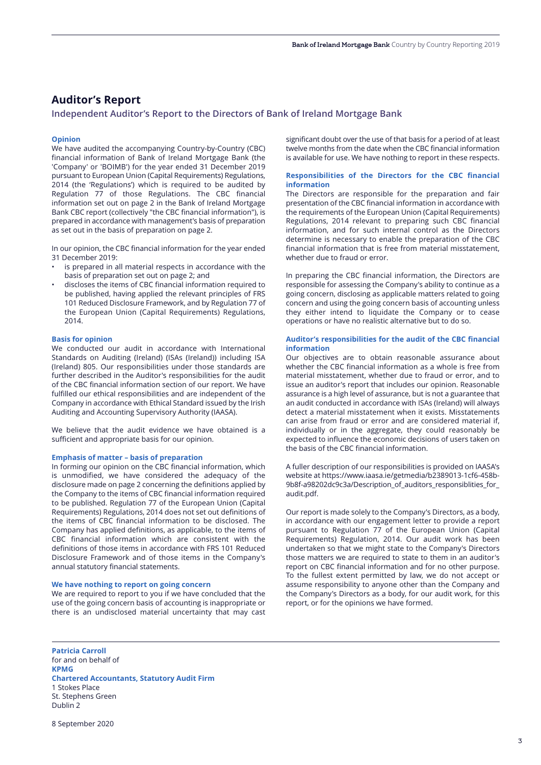# Auditor's Report

## Independent Auditor's Report to the Directors of Bank of Ireland Mortgage Bank

### Opinion

We have audited the accompanying Country-by-Country (CBC) financial information of Bank of Ireland Mortgage Bank (the 'Company' or 'BOIMB') for the year ended 31 December 2019 pursuant to European Union (Capital Requirements) Regulations, 2014 (the 'Regulations') which is required to be audited by Regulation 77 of those Regulations. The CBC financial information set out on page 2 in the Bank of Ireland Mortgage Bank CBC report (collectively "the CBC financial information"), is prepared in accordance with management's basis of preparation as set out in the basis of preparation on page 2.

In our opinion, the CBC financial information for the year ended 31 December 2019:

- is prepared in all material respects in accordance with the basis of preparation set out on page 2; and
- discloses the items of CBC financial information required to be published, having applied the relevant principles of FRS 101 Reduced Disclosure Framework, and by Regulation 77 of the European Union (Capital Requirements) Regulations, 2014.

### Basis for opinion

We conducted our audit in accordance with International Standards on Auditing (Ireland) (ISAs (Ireland)) including ISA (Ireland) 805. Our responsibilities under those standards are further described in the Auditor's responsibilities for the audit of the CBC financial information section of our report. We have fulfilled our ethical responsibilities and are independent of the Company in accordance with Ethical Standard issued by the Irish Auditing and Accounting Supervisory Authority (IAASA).

We believe that the audit evidence we have obtained is a sufficient and appropriate basis for our opinion.

### Emphasis of matter – basis of preparation

In forming our opinion on the CBC financial information, which is unmodified, we have considered the adequacy of the disclosure made on page 2 concerning the definitions applied by the Company to the items of CBC financial information required to be published. Regulation 77 of the European Union (Capital Requirements) Regulations, 2014 does not set out definitions of the items of CBC financial information to be disclosed. The Company has applied definitions, as applicable, to the items of CBC financial information which are consistent with the definitions of those items in accordance with FRS 101 Reduced Disclosure Framework and of those items in the Company's annual statutory financial statements.

### We have nothing to report on going concern

We are required to report to you if we have concluded that the use of the going concern basis of accounting is inappropriate or there is an undisclosed material uncertainty that may cast significant doubt over the use of that basis for a period of at least twelve months from the date when the CBC financial information is available for use. We have nothing to report in these respects.

### Responsibilities of the Directors for the CBC financial information

The Directors are responsible for the preparation and fair presentation of the CBC financial information in accordance with the requirements of the European Union (Capital Requirements) Regulations, 2014 relevant to preparing such CBC financial information, and for such internal control as the Directors determine is necessary to enable the preparation of the CBC financial information that is free from material misstatement, whether due to fraud or error.

In preparing the CBC financial information, the Directors are responsible for assessing the Company's ability to continue as a going concern, disclosing as applicable matters related to going concern and using the going concern basis of accounting unless they either intend to liquidate the Company or to cease operations or have no realistic alternative but to do so.

### Auditor's responsibilities for the audit of the CBC financial information

Our objectives are to obtain reasonable assurance about whether the CBC financial information as a whole is free from material misstatement, whether due to fraud or error, and to issue an auditor's report that includes our opinion. Reasonable assurance is a high level of assurance, but is not a guarantee that an audit conducted in accordance with ISAs (Ireland) will always detect a material misstatement when it exists. Misstatements can arise from fraud or error and are considered material if, individually or in the aggregate, they could reasonably be expected to influence the economic decisions of users taken on the basis of the CBC financial information.

A fuller description of our responsibilities is provided on IAASA's website at https://www.iaasa.ie/getmedia/b2389013-1cf6-458b-9b8f-a98202dc9c3a/Description_of_auditors_responsiblities_for_audit.pdf.

Our report is made solely to the Company's Directors, as a body, in accordance with our engagement letter to provide a report pursuant to Regulation 77 of the European Union (Capital Requirements) Regulation, 2014. Our audit work has been undertaken so that we might state to the Company's Directors those matters we are required to state to them in an auditor's report on CBC financial information and for no other purpose. To the fullest extent permitted by law, we do not accept or assume responsibility to anyone other than the Company and the Company's Directors as a body, for our audit work, for this report, or for the opinions we have formed.

**Patricia Carroll**
for and on behalf of
**KPMG**
**Chartered Accountants, Statutory Audit Firm**
1 Stokes Place
St. Stephens Green
Dublin 2

8 September 2020